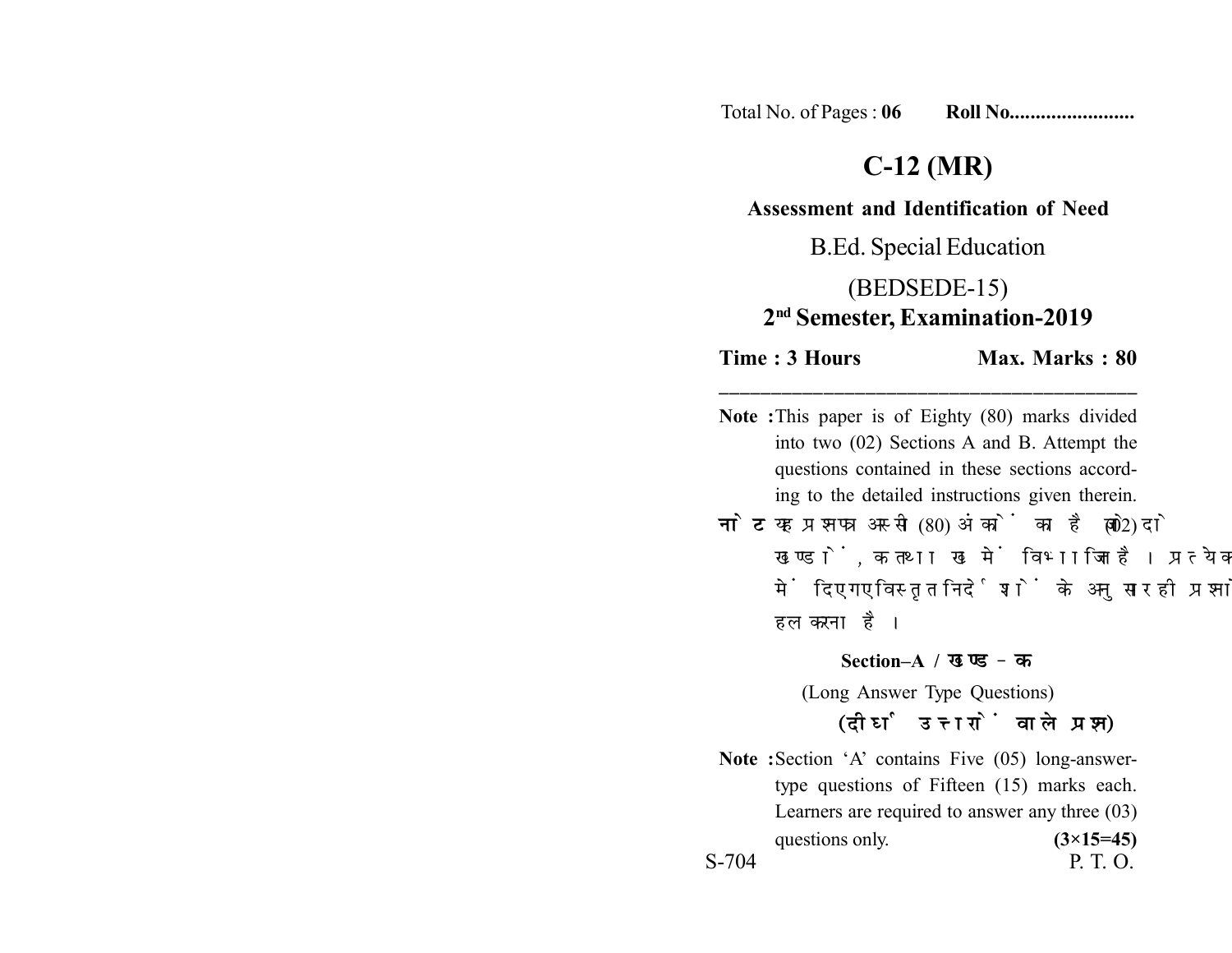Total No. of Pages : **06** **Roll No........................**

# C-12 (MR)

**Assessment and Identification of Need**

B.Ed. Special Education

(BEDSEDE-15)

**2nd Semester, Examination-2019**

**Time : 3 Hours** **Max. Marks : 80**

---

**Note :** This paper is of Eighty (80) marks divided into two (02) Sections A and B. Attempt the questions contained in these sections according to the detailed instructions given therein.

**नोट :** यह प्रश्नपत्र अस्सी (80) अंकों का है जो दो (02) खण्डों, क तथा ख में विभाजित है। प्रत्येक खण्ड में दिए गए विस्तृत निर्देशों के अनुसार ही प्रश्नों को हल करना है।

## Section–A / खण्ड–क

(Long Answer Type Questions)

**(दीर्घ उत्तरों वाले प्रश्न)**

**Note :** Section 'A' contains Five (05) long-answer-type questions of Fifteen (15) marks each. Learners are required to answer any three (03) questions only. **(3×15=45)**

S-704 P. T. O.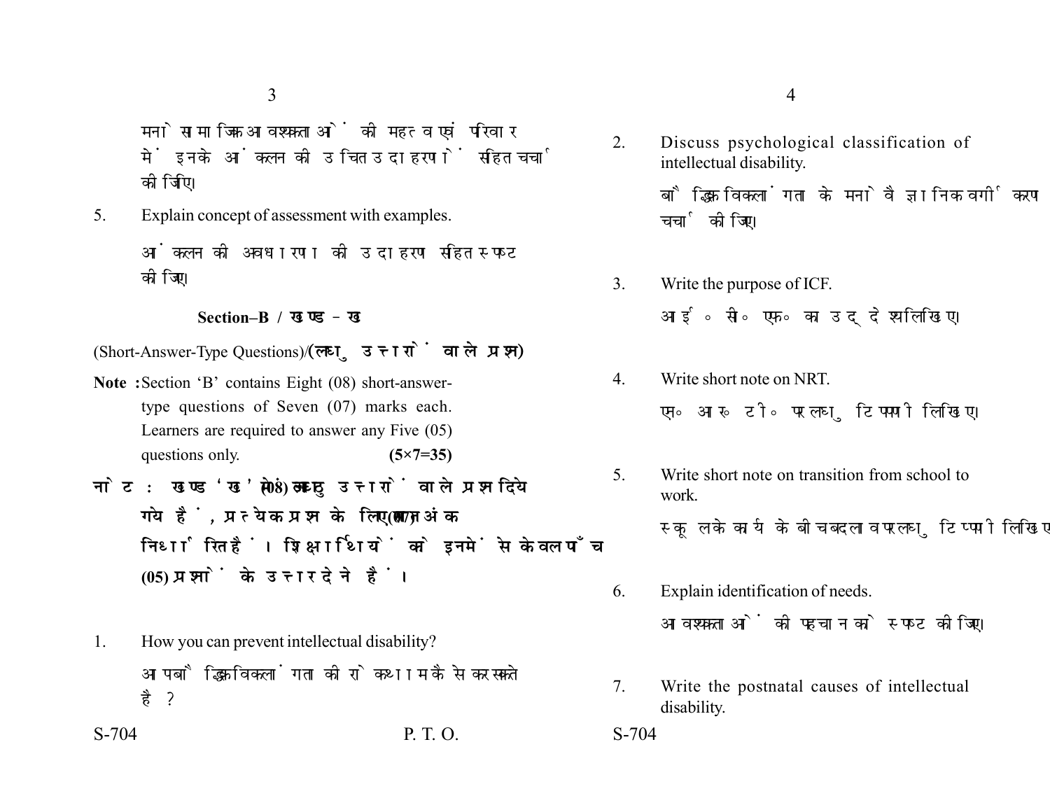मनोसामाजिक आवश्यकताओं की महत्व एवं परिवार में इनके आंकलन की उचित उदाहरणों सहित चर्चा कीजिए।

5. Explain concept of assessment with examples.

आंकलन की अवधारणा की उदाहरण सहित स्पष्ट कीजिए।

### Section–B / खण्ड – ख

(Short-Answer-Type Questions)/**(लघु उत्तरों वाले प्रश्न)**

**Note :** Section 'B' contains Eight (08) short-answer-type questions of Seven (07) marks each. Learners are required to answer any Five (05) questions only. **(5×7=35)**

**नोट : खण्ड 'ख' में आठ (08) लघु उत्तरों वाले प्रश्न दिये गये हैं, प्रत्येक प्रश्न के लिए सात (07) अंक निर्धारित हैं। शिक्षार्थियों को इनमें से केवल पाँच (05) प्रश्नों के उत्तर देने हैं।**

1. How you can prevent intellectual disability?

आप बौद्धिक विकलांगता की रोकथाम कैसे कर सकते है?

2. Discuss psychological classification of intellectual disability.

बौद्धिक विकलांगता के मनोवैज्ञानिक वर्गीकरण चर्चा कीजिए।

3. Write the purpose of ICF.

आई० सी० एफ० का उद्देश्य लिखिए।

4. Write short note on NRT.

एन० आर० टी० पर लघु टिप्पणी लिखिए।

5. Write short note on transition from school to work.

स्कूल के कार्य के बीच बदलाव पर लघु टिप्पणी लिखिए।

6. Explain identification of needs.

आवश्यकताओं की पहचान को स्पष्ट कीजिए।

7. Write the postnatal causes of intellectual disability.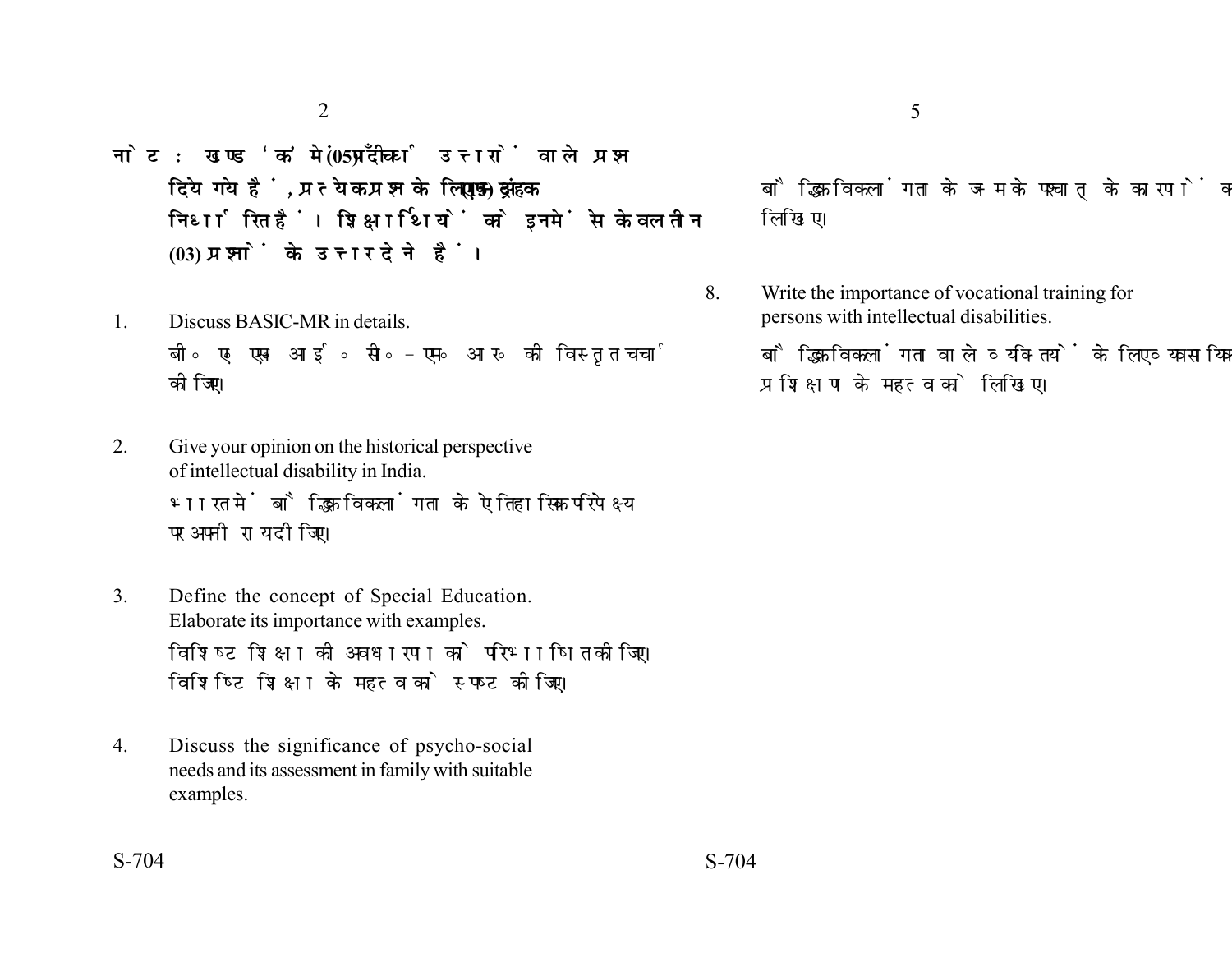नोट : खण्ड 'क' में (05) पाँच दीर्घ उत्तरों वाले प्रश्न दिये गये हैं, प्रत्येक प्रश्न के लिए (15) अंक निर्धारित हैं। शिक्षार्थियों को इनमें से केवल तीन (03) प्रश्नों के उत्तर देने हैं।

1. Discuss BASIC-MR in details.

   बी० ए० एस० आई० सी०-एम० आर० की विस्तृत चर्चा कीजिए।

2. Give your opinion on the historical perspective of intellectual disability in India.

   भारत में बौद्धिक विकलांगता के ऐतिहासिक परिपेक्ष्य पर अपनी राय दीजिए।

3. Define the concept of Special Education. Elaborate its importance with examples.

   विशिष्ट शिक्षा की अवधारणा को परिभाषित कीजिए। विशिष्ट शिक्षा के महत्व को स्पष्ट कीजिए।

4. Discuss the significance of psycho-social needs and its assessment in family with suitable examples.

बौद्धिक विकलांगता के जन्म के पश्चात् के कारणों को लिखिए।

8. Write the importance of vocational training for persons with intellectual disabilities.

   बौद्धिक विकलांगता वाले व्यक्तियों के लिए व्यावसायिक प्रशिक्षण के महत्व को लिखिए।